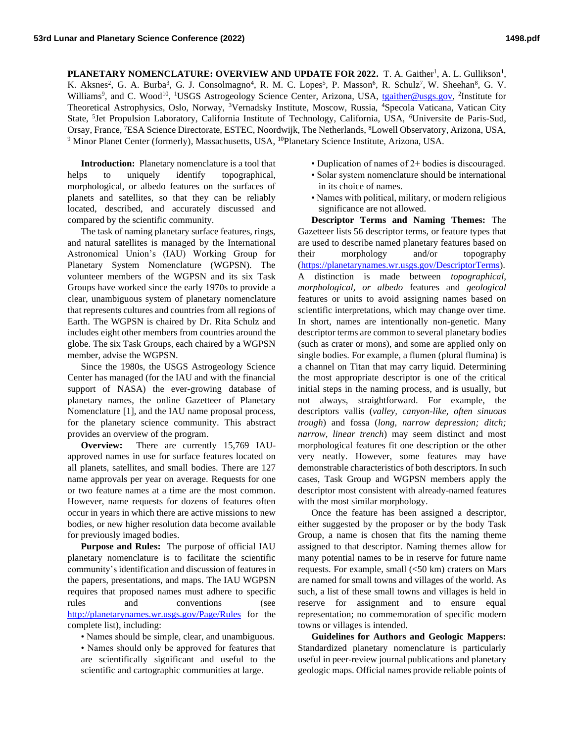# PLANETARY NOMENCLATURE: OVERVIEW AND UPDATE FOR 2022.

T. A. Gaither[1], A. L. Gullikson[1], K. Aksnes[2], G. A. Burba[3], G. J. Consolmagno[4], R. M. C. Lopes[5], P. Masson[6], R. Schulz[7], W. Sheehan[8], G. V. Williams[9], and C. Wood[10], [1]USGS Astrogeology Science Center, Arizona, USA, tgaither@usgs.gov, [2]Institute for Theoretical Astrophysics, Oslo, Norway, [3]Vernadsky Institute, Moscow, Russia, [4]Specola Vaticana, Vatican City State, [5]Jet Propulsion Laboratory, California Institute of Technology, California, USA, [6]Universite de Paris-Sud, Orsay, France, [7]ESA Science Directorate, ESTEC, Noordwijk, The Netherlands, [8]Lowell Observatory, Arizona, USA, [9] Minor Planet Center (formerly), Massachusetts, USA, [10]Planetary Science Institute, Arizona, USA.

**Introduction:** Planetary nomenclature is a tool that helps to uniquely identify topographical, morphological, or albedo features on the surfaces of planets and satellites, so that they can be reliably located, described, and accurately discussed and compared by the scientific community.

The task of naming planetary surface features, rings, and natural satellites is managed by the International Astronomical Union's (IAU) Working Group for Planetary System Nomenclature (WGPSN). The volunteer members of the WGPSN and its six Task Groups have worked since the early 1970s to provide a clear, unambiguous system of planetary nomenclature that represents cultures and countries from all regions of Earth. The WGPSN is chaired by Dr. Rita Schulz and includes eight other members from countries around the globe. The six Task Groups, each chaired by a WGPSN member, advise the WGPSN.

Since the 1980s, the USGS Astrogeology Science Center has managed (for the IAU and with the financial support of NASA) the ever-growing database of planetary names, the online Gazetteer of Planetary Nomenclature [1], and the IAU name proposal process, for the planetary science community. This abstract provides an overview of the program.

**Overview:** There are currently 15,769 IAU-approved names in use for surface features located on all planets, satellites, and small bodies. There are 127 name approvals per year on average. Requests for one or two feature names at a time are the most common. However, name requests for dozens of features often occur in years in which there are active missions to new bodies, or new higher resolution data become available for previously imaged bodies.

**Purpose and Rules:** The purpose of official IAU planetary nomenclature is to facilitate the scientific community's identification and discussion of features in the papers, presentations, and maps. The IAU WGPSN requires that proposed names must adhere to specific rules and conventions (see http://planetarynames.wr.usgs.gov/Page/Rules for the complete list), including:

- Names should be simple, clear, and unambiguous.
- Names should only be approved for features that are scientifically significant and useful to the scientific and cartographic communities at large.
- Duplication of names of 2+ bodies is discouraged.
- Solar system nomenclature should be international in its choice of names.
- Names with political, military, or modern religious significance are not allowed.

**Descriptor Terms and Naming Themes:** The Gazetteer lists 56 descriptor terms, or feature types that are used to describe named planetary features based on their morphology and/or topography (https://planetarynames.wr.usgs.gov/DescriptorTerms). A distinction is made between *topographical, morphological, or albedo* features and *geological* features or units to avoid assigning names based on scientific interpretations, which may change over time. In short, names are intentionally non-genetic. Many descriptor terms are common to several planetary bodies (such as crater or mons), and some are applied only on single bodies. For example, a flumen (plural flumina) is a channel on Titan that may carry liquid. Determining the most appropriate descriptor is one of the critical initial steps in the naming process, and is usually, but not always, straightforward. For example, the descriptors vallis (*valley, canyon-like, often sinuous trough*) and fossa (*long, narrow depression; ditch; narrow, linear trench*) may seem distinct and most morphological features fit one description or the other very neatly. However, some features may have demonstrable characteristics of both descriptors. In such cases, Task Group and WGPSN members apply the descriptor most consistent with already-named features with the most similar morphology.

Once the feature has been assigned a descriptor, either suggested by the proposer or by the body Task Group, a name is chosen that fits the naming theme assigned to that descriptor. Naming themes allow for many potential names to be in reserve for future name requests. For example, small (<50 km) craters on Mars are named for small towns and villages of the world. As such, a list of these small towns and villages is held in reserve for assignment and to ensure equal representation; no commemoration of specific modern towns or villages is intended.

**Guidelines for Authors and Geologic Mappers:** Standardized planetary nomenclature is particularly useful in peer-review journal publications and planetary geologic maps. Official names provide reliable points of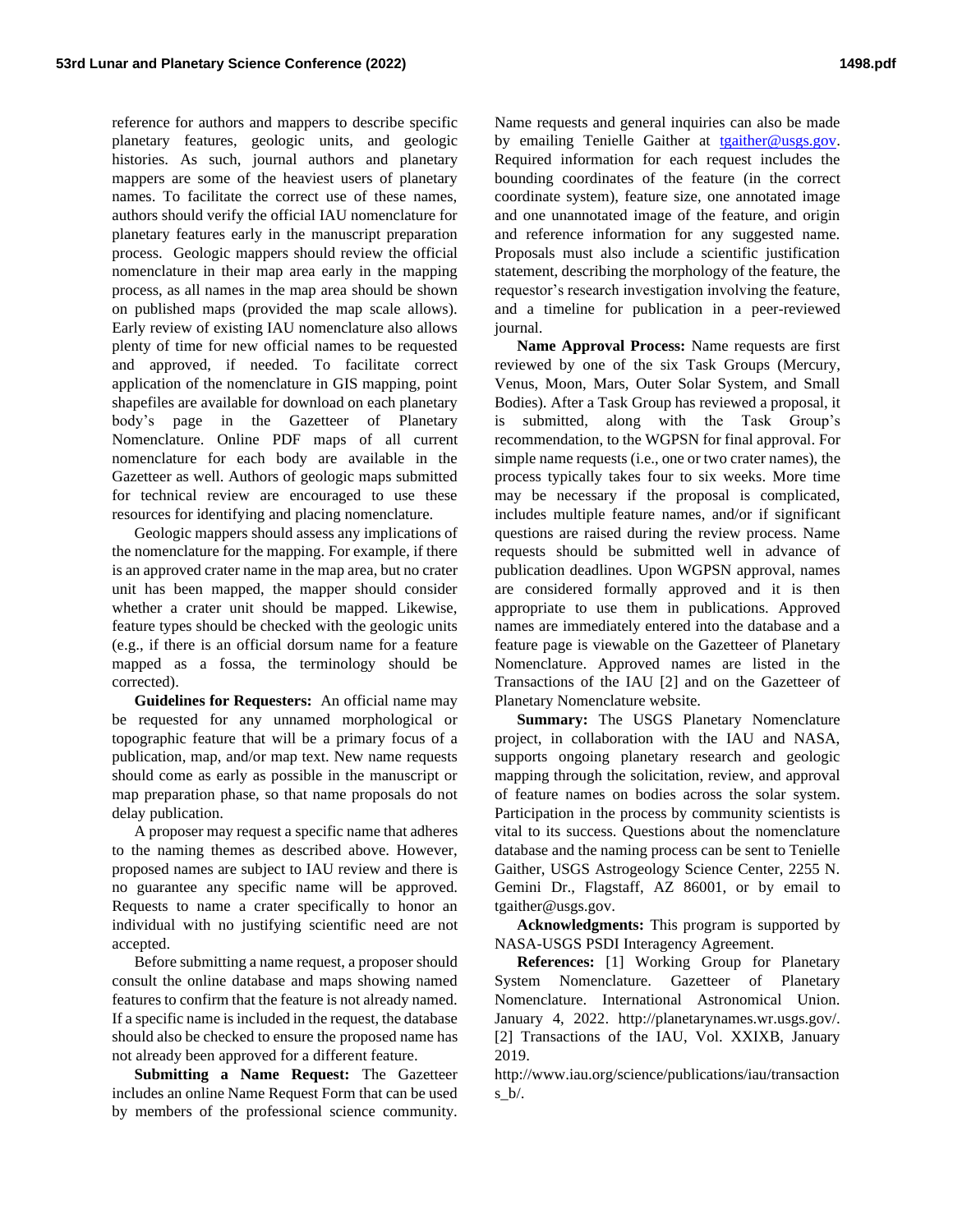reference for authors and mappers to describe specific planetary features, geologic units, and geologic histories. As such, journal authors and planetary mappers are some of the heaviest users of planetary names. To facilitate the correct use of these names, authors should verify the official IAU nomenclature for planetary features early in the manuscript preparation process. Geologic mappers should review the official nomenclature in their map area early in the mapping process, as all names in the map area should be shown on published maps (provided the map scale allows). Early review of existing IAU nomenclature also allows plenty of time for new official names to be requested and approved, if needed. To facilitate correct application of the nomenclature in GIS mapping, point shapefiles are available for download on each planetary body's page in the Gazetteer of Planetary Nomenclature. Online PDF maps of all current nomenclature for each body are available in the Gazetteer as well. Authors of geologic maps submitted for technical review are encouraged to use these resources for identifying and placing nomenclature.

Geologic mappers should assess any implications of the nomenclature for the mapping. For example, if there is an approved crater name in the map area, but no crater unit has been mapped, the mapper should consider whether a crater unit should be mapped. Likewise, feature types should be checked with the geologic units (e.g., if there is an official dorsum name for a feature mapped as a fossa, the terminology should be corrected).

**Guidelines for Requesters:** An official name may be requested for any unnamed morphological or topographic feature that will be a primary focus of a publication, map, and/or map text. New name requests should come as early as possible in the manuscript or map preparation phase, so that name proposals do not delay publication.

A proposer may request a specific name that adheres to the naming themes as described above. However, proposed names are subject to IAU review and there is no guarantee any specific name will be approved. Requests to name a crater specifically to honor an individual with no justifying scientific need are not accepted.

Before submitting a name request, a proposer should consult the online database and maps showing named features to confirm that the feature is not already named. If a specific name is included in the request, the database should also be checked to ensure the proposed name has not already been approved for a different feature.

**Submitting a Name Request:** The Gazetteer includes an online Name Request Form that can be used by members of the professional science community. Name requests and general inquiries can also be made by emailing Tenielle Gaither at tgaither@usgs.gov. Required information for each request includes the bounding coordinates of the feature (in the correct coordinate system), feature size, one annotated image and one unannotated image of the feature, and origin and reference information for any suggested name. Proposals must also include a scientific justification statement, describing the morphology of the feature, the requestor's research investigation involving the feature, and a timeline for publication in a peer-reviewed journal.

**Name Approval Process:** Name requests are first reviewed by one of the six Task Groups (Mercury, Venus, Moon, Mars, Outer Solar System, and Small Bodies). After a Task Group has reviewed a proposal, it is submitted, along with the Task Group's recommendation, to the WGPSN for final approval. For simple name requests (i.e., one or two crater names), the process typically takes four to six weeks. More time may be necessary if the proposal is complicated, includes multiple feature names, and/or if significant questions are raised during the review process. Name requests should be submitted well in advance of publication deadlines. Upon WGPSN approval, names are considered formally approved and it is then appropriate to use them in publications. Approved names are immediately entered into the database and a feature page is viewable on the Gazetteer of Planetary Nomenclature. Approved names are listed in the Transactions of the IAU [2] and on the Gazetteer of Planetary Nomenclature website.

**Summary:** The USGS Planetary Nomenclature project, in collaboration with the IAU and NASA, supports ongoing planetary research and geologic mapping through the solicitation, review, and approval of feature names on bodies across the solar system. Participation in the process by community scientists is vital to its success. Questions about the nomenclature database and the naming process can be sent to Tenielle Gaither, USGS Astrogeology Science Center, 2255 N. Gemini Dr., Flagstaff, AZ 86001, or by email to tgaither@usgs.gov.

**Acknowledgments:** This program is supported by NASA-USGS PSDI Interagency Agreement.

**References:** [1] Working Group for Planetary System Nomenclature. Gazetteer of Planetary Nomenclature. International Astronomical Union. January 4, 2022. http://planetarynames.wr.usgs.gov/. [2] Transactions of the IAU, Vol. XXIXB, January 2019. http://www.iau.org/science/publications/iau/transactions_b/.